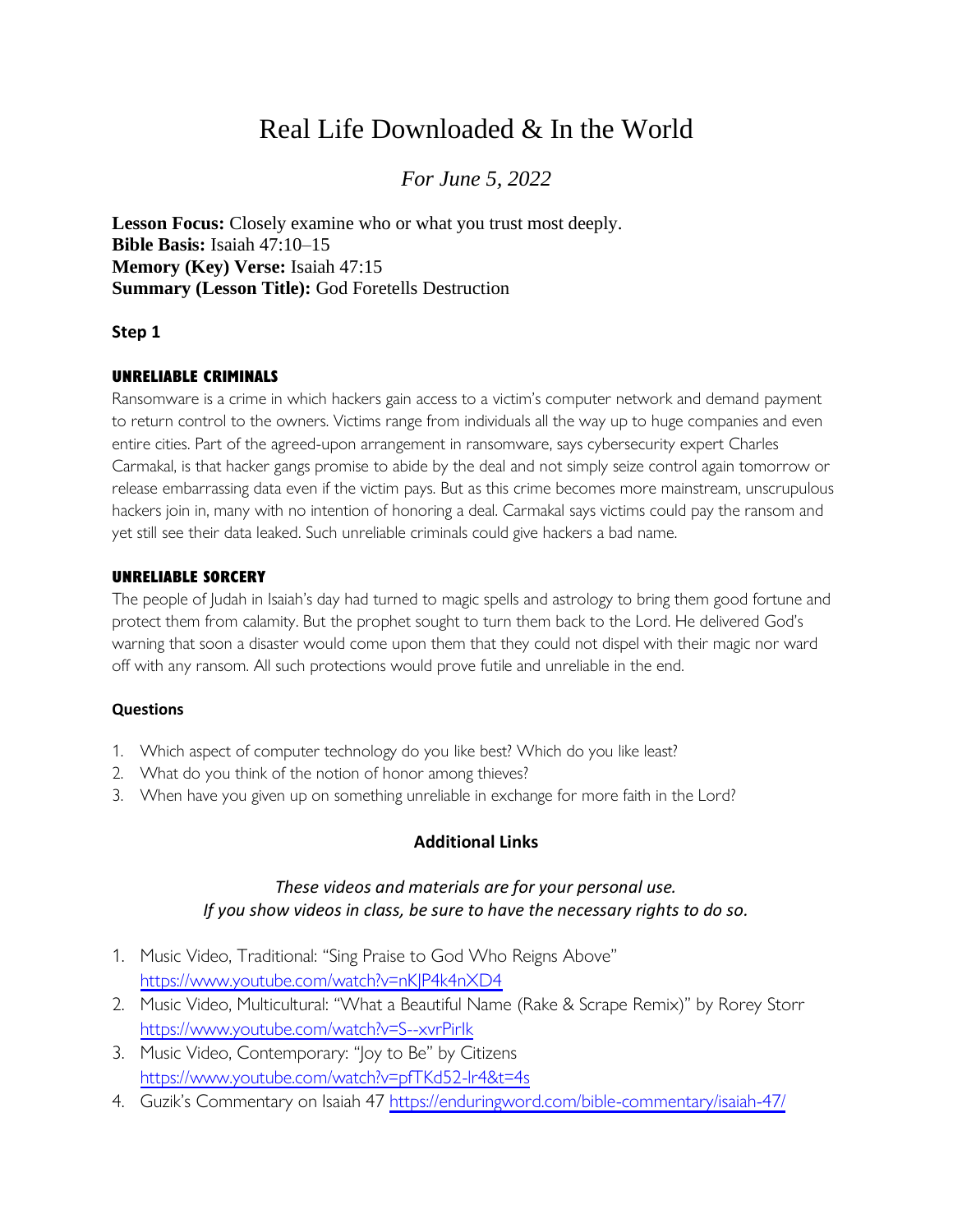# Real Life Downloaded & In the World

*For June 5, 2022*

**Lesson Focus:** Closely examine who or what you trust most deeply.
**Bible Basis:** Isaiah 47:10–15
**Memory (Key) Verse:** Isaiah 47:15
**Summary (Lesson Title):** God Foretells Destruction

### Step 1

#### UNRELIABLE CRIMINALS

Ransomware is a crime in which hackers gain access to a victim's computer network and demand payment to return control to the owners. Victims range from individuals all the way up to huge companies and even entire cities. Part of the agreed-upon arrangement in ransomware, says cybersecurity expert Charles Carmakal, is that hacker gangs promise to abide by the deal and not simply seize control again tomorrow or release embarrassing data even if the victim pays. But as this crime becomes more mainstream, unscrupulous hackers join in, many with no intention of honoring a deal. Carmakal says victims could pay the ransom and yet still see their data leaked. Such unreliable criminals could give hackers a bad name.

#### UNRELIABLE SORCERY

The people of Judah in Isaiah's day had turned to magic spells and astrology to bring them good fortune and protect them from calamity. But the prophet sought to turn them back to the Lord. He delivered God's warning that soon a disaster would come upon them that they could not dispel with their magic nor ward off with any ransom. All such protections would prove futile and unreliable in the end.

#### Questions

1. Which aspect of computer technology do you like best? Which do you like least?
2. What do you think of the notion of honor among thieves?
3. When have you given up on something unreliable in exchange for more faith in the Lord?

### Additional Links

*These videos and materials are for your personal use.*
*If you show videos in class, be sure to have the necessary rights to do so.*

1. Music Video, Traditional: "Sing Praise to God Who Reigns Above" https://www.youtube.com/watch?v=nKJP4k4nXD4
2. Music Video, Multicultural: "What a Beautiful Name (Rake & Scrape Remix)" by Rorey Storr https://www.youtube.com/watch?v=S--xvrPirlk
3. Music Video, Contemporary: "Joy to Be" by Citizens https://www.youtube.com/watch?v=pfTKd52-lr4&t=4s
4. Guzik's Commentary on Isaiah 47 https://enduringword.com/bible-commentary/isaiah-47/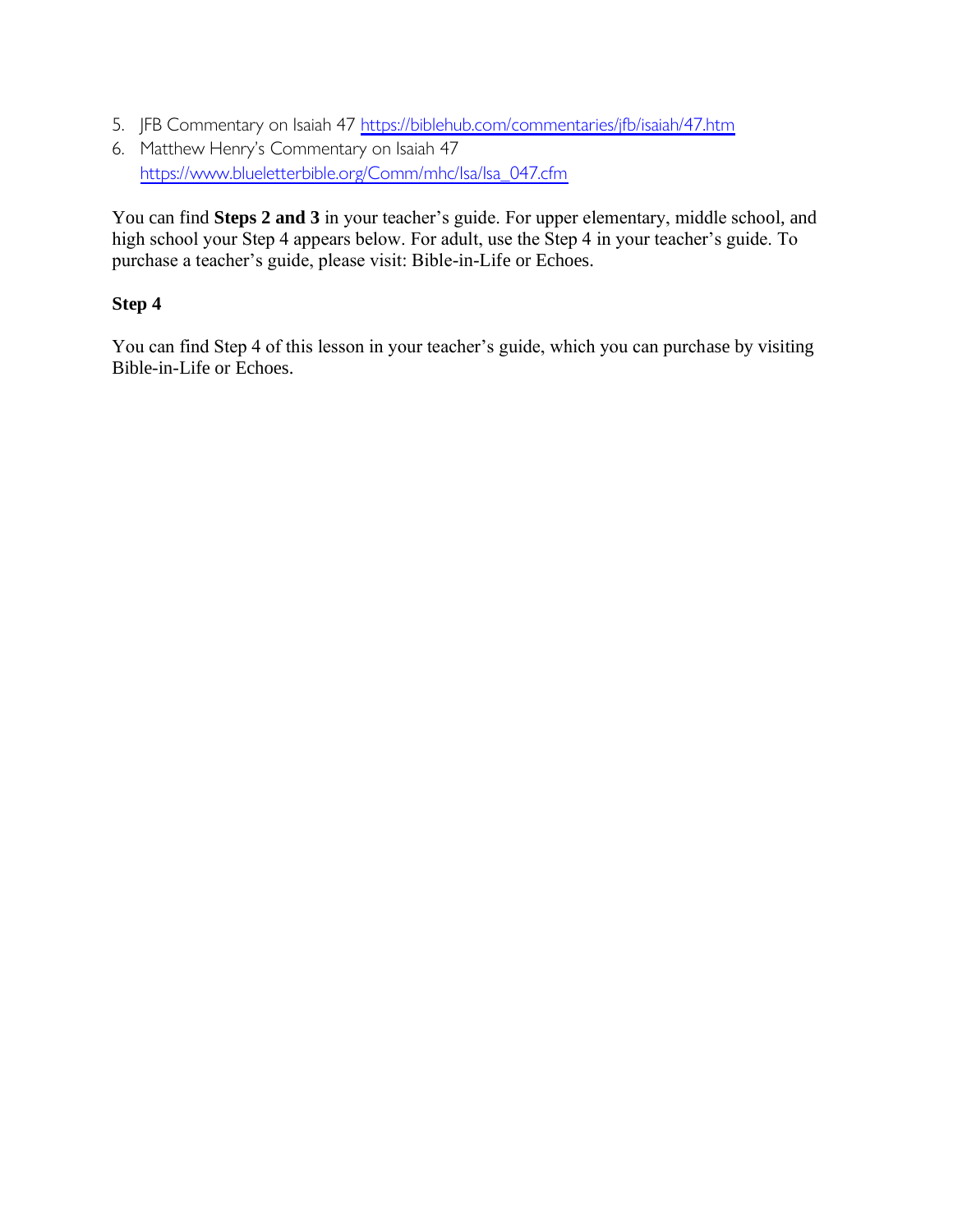5. JFB Commentary on Isaiah 47 https://biblehub.com/commentaries/jfb/isaiah/47.htm
6. Matthew Henry's Commentary on Isaiah 47 https://www.blueletterbible.org/Comm/mhc/Isa/Isa_047.cfm

You can find **Steps 2 and 3** in your teacher's guide. For upper elementary, middle school, and high school your Step 4 appears below. For adult, use the Step 4 in your teacher's guide. To purchase a teacher's guide, please visit: Bible-in-Life or Echoes.

**Step 4**

You can find Step 4 of this lesson in your teacher's guide, which you can purchase by visiting Bible-in-Life or Echoes.